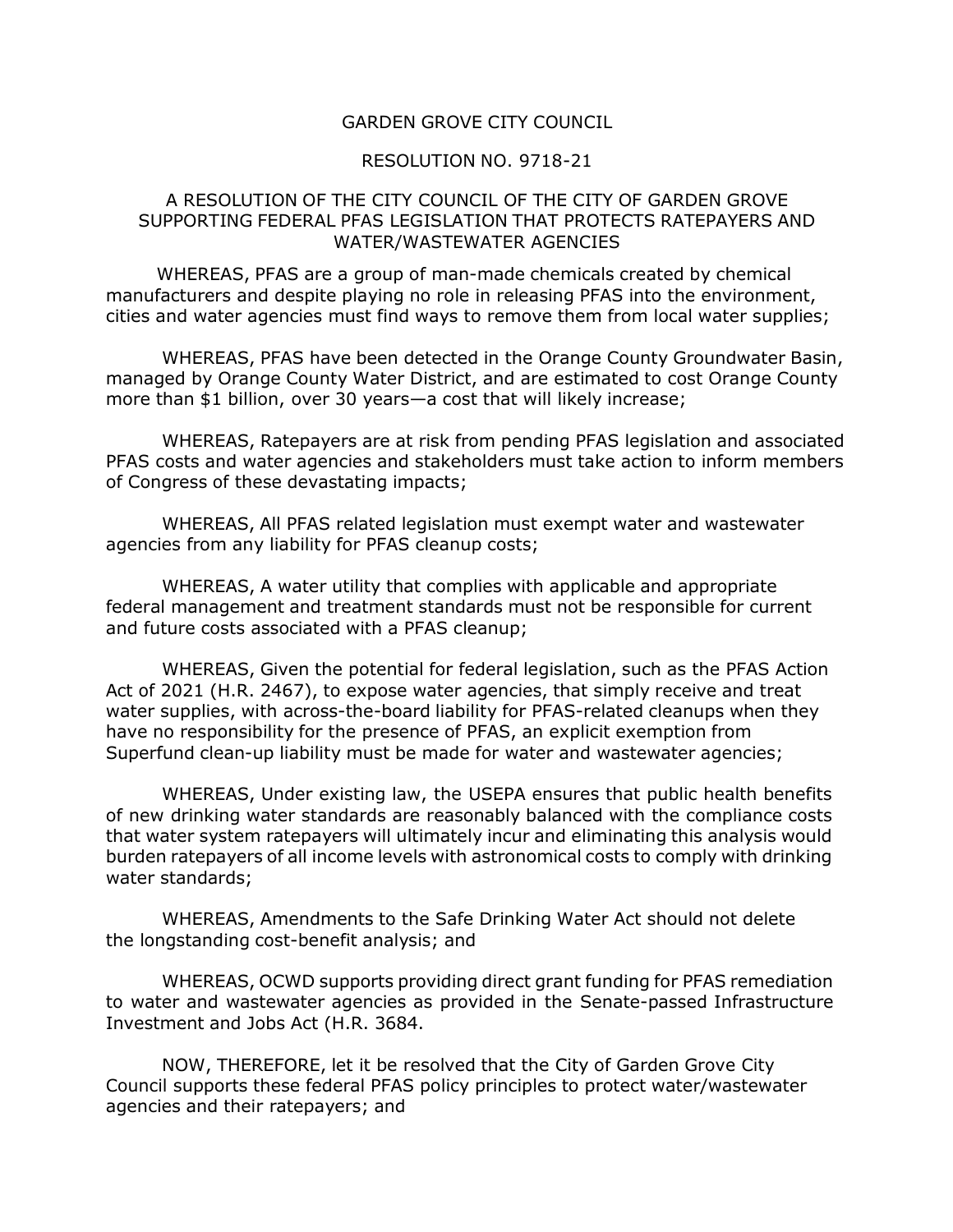GARDEN GROVE CITY COUNCIL

RESOLUTION NO. 9718-21

A RESOLUTION OF THE CITY COUNCIL OF THE CITY OF GARDEN GROVE SUPPORTING FEDERAL PFAS LEGISLATION THAT PROTECTS RATEPAYERS AND WATER/WASTEWATER AGENCIES

WHEREAS, PFAS are a group of man-made chemicals created by chemical manufacturers and despite playing no role in releasing PFAS into the environment, cities and water agencies must find ways to remove them from local water supplies;

WHEREAS, PFAS have been detected in the Orange County Groundwater Basin, managed by Orange County Water District, and are estimated to cost Orange County more than $1 billion, over 30 years—a cost that will likely increase;

WHEREAS, Ratepayers are at risk from pending PFAS legislation and associated PFAS costs and water agencies and stakeholders must take action to inform members of Congress of these devastating impacts;

WHEREAS, All PFAS related legislation must exempt water and wastewater agencies from any liability for PFAS cleanup costs;

WHEREAS, A water utility that complies with applicable and appropriate federal management and treatment standards must not be responsible for current and future costs associated with a PFAS cleanup;

WHEREAS, Given the potential for federal legislation, such as the PFAS Action Act of 2021 (H.R. 2467), to expose water agencies, that simply receive and treat water supplies, with across-the-board liability for PFAS-related cleanups when they have no responsibility for the presence of PFAS, an explicit exemption from Superfund clean-up liability must be made for water and wastewater agencies;

WHEREAS, Under existing law, the USEPA ensures that public health benefits of new drinking water standards are reasonably balanced with the compliance costs that water system ratepayers will ultimately incur and eliminating this analysis would burden ratepayers of all income levels with astronomical costs to comply with drinking water standards;

WHEREAS, Amendments to the Safe Drinking Water Act should not delete the longstanding cost-benefit analysis; and

WHEREAS, OCWD supports providing direct grant funding for PFAS remediation to water and wastewater agencies as provided in the Senate-passed Infrastructure Investment and Jobs Act (H.R. 3684.

NOW, THEREFORE, let it be resolved that the City of Garden Grove City Council supports these federal PFAS policy principles to protect water/wastewater agencies and their ratepayers; and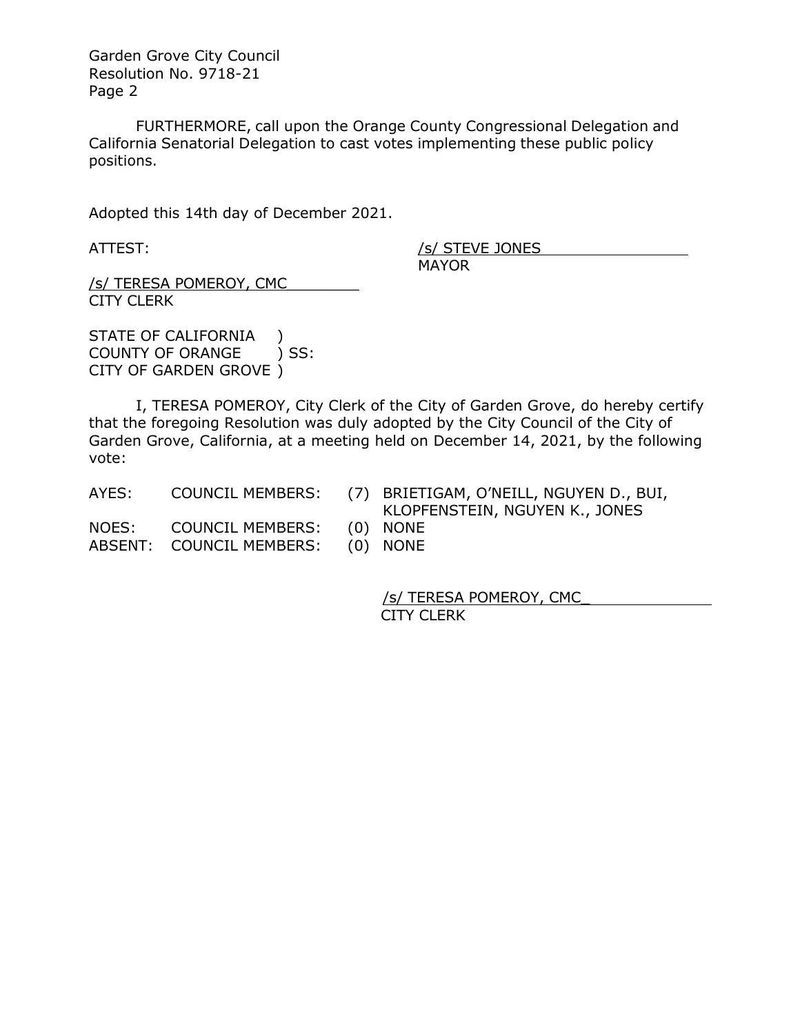FURTHERMORE, call upon the Orange County Congressional Delegation and California Senatorial Delegation to cast votes implementing these public policy positions.

Adopted this 14th day of December 2021.

ATTEST:

/s/ STEVE JONES
MAYOR

/s/ TERESA POMEROY, CMC
CITY CLERK

STATE OF CALIFORNIA )
COUNTY OF ORANGE ) SS:
CITY OF GARDEN GROVE )

I, TERESA POMEROY, City Clerk of the City of Garden Grove, do hereby certify that the foregoing Resolution was duly adopted by the City Council of the City of Garden Grove, California, at a meeting held on December 14, 2021, by the following vote:

| | | | |
|---|---|---|---|
| AYES: | COUNCIL MEMBERS: | (7) | BRIETIGAM, O'NEILL, NGUYEN D., BUI, KLOPFENSTEIN, NGUYEN K., JONES |
| NOES: | COUNCIL MEMBERS: | (0) | NONE |
| ABSENT: | COUNCIL MEMBERS: | (0) | NONE |

/s/ TERESA POMEROY, CMC
CITY CLERK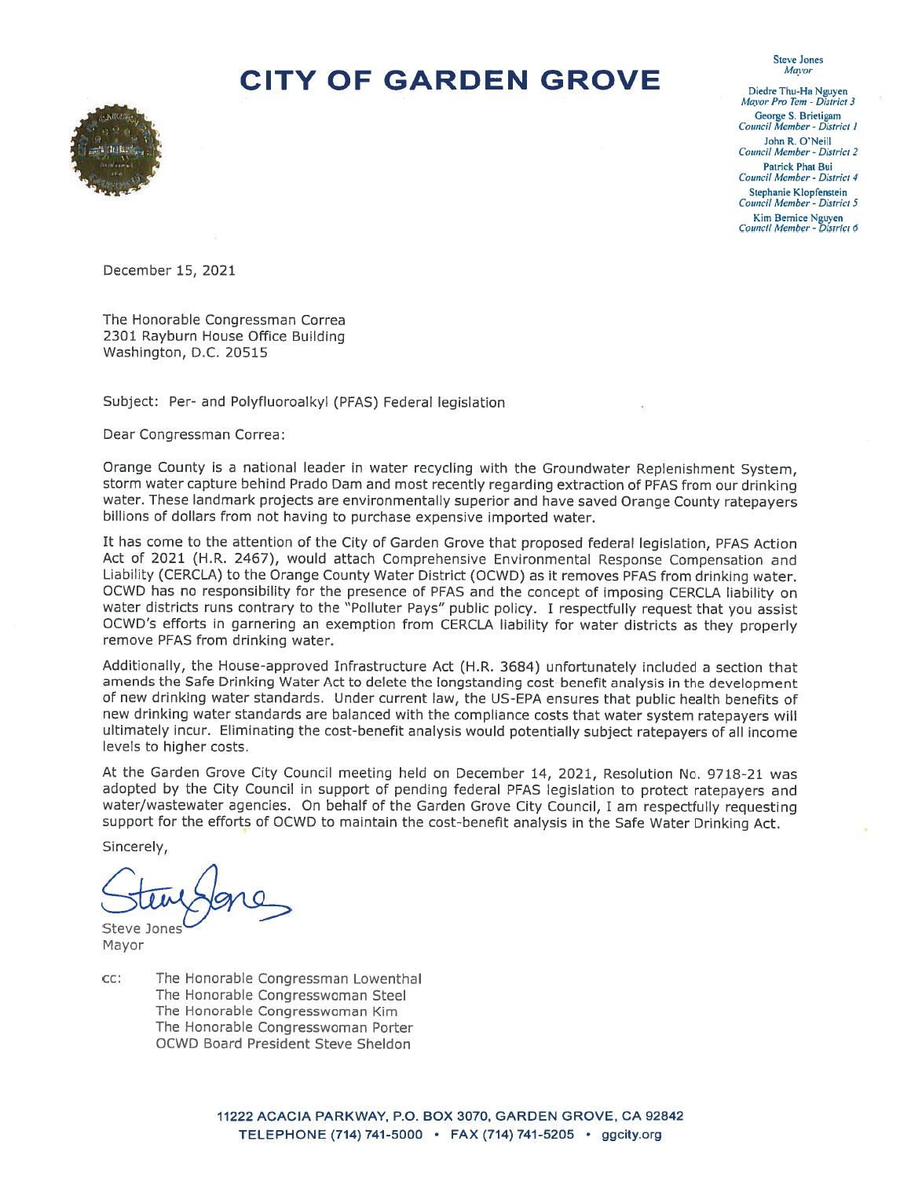# CITY OF GARDEN GROVE

Steve Jones
*Mayor*

Diedre Thu-Ha Nguyen
*Mayor Pro Tem - District 3*

George S. Brietigam
*Council Member - District 1*

John R. O'Neill
*Council Member - District 2*

Patrick Phat Bui
*Council Member - District 4*

Stephanie Klopfenstein
*Council Member - District 5*

Kim Bernice Nguyen
*Council Member - District 6*

December 15, 2021

The Honorable Congressman Correa
2301 Rayburn House Office Building
Washington, D.C. 20515

Subject: Per- and Polyfluoroalkyl (PFAS) Federal legislation

Dear Congressman Correa:

Orange County is a national leader in water recycling with the Groundwater Replenishment System, storm water capture behind Prado Dam and most recently regarding extraction of PFAS from our drinking water. These landmark projects are environmentally superior and have saved Orange County ratepayers billions of dollars from not having to purchase expensive imported water.

It has come to the attention of the City of Garden Grove that proposed federal legislation, PFAS Action Act of 2021 (H.R. 2467), would attach Comprehensive Environmental Response Compensation and Liability (CERCLA) to the Orange County Water District (OCWD) as it removes PFAS from drinking water. OCWD has no responsibility for the presence of PFAS and the concept of imposing CERCLA liability on water districts runs contrary to the "Polluter Pays" public policy. I respectfully request that you assist OCWD's efforts in garnering an exemption from CERCLA liability for water districts as they properly remove PFAS from drinking water.

Additionally, the House-approved Infrastructure Act (H.R. 3684) unfortunately included a section that amends the Safe Drinking Water Act to delete the longstanding cost benefit analysis in the development of new drinking water standards. Under current law, the US-EPA ensures that public health benefits of new drinking water standards are balanced with the compliance costs that water system ratepayers will ultimately incur. Eliminating the cost-benefit analysis would potentially subject ratepayers of all income levels to higher costs.

At the Garden Grove City Council meeting held on December 14, 2021, Resolution No. 9718-21 was adopted by the City Council in support of pending federal PFAS legislation to protect ratepayers and water/wastewater agencies. On behalf of the Garden Grove City Council, I am respectfully requesting support for the efforts of OCWD to maintain the cost-benefit analysis in the Safe Water Drinking Act.

Sincerely,

Steve Jones
Mayor

cc: The Honorable Congressman Lowenthal
The Honorable Congresswoman Steel
The Honorable Congresswoman Kim
The Honorable Congresswoman Porter
OCWD Board President Steve Sheldon

11222 ACACIA PARKWAY, P.O. BOX 3070, GARDEN GROVE, CA 92842
TELEPHONE (714) 741-5000 • FAX (714) 741-5205 • ggcity.org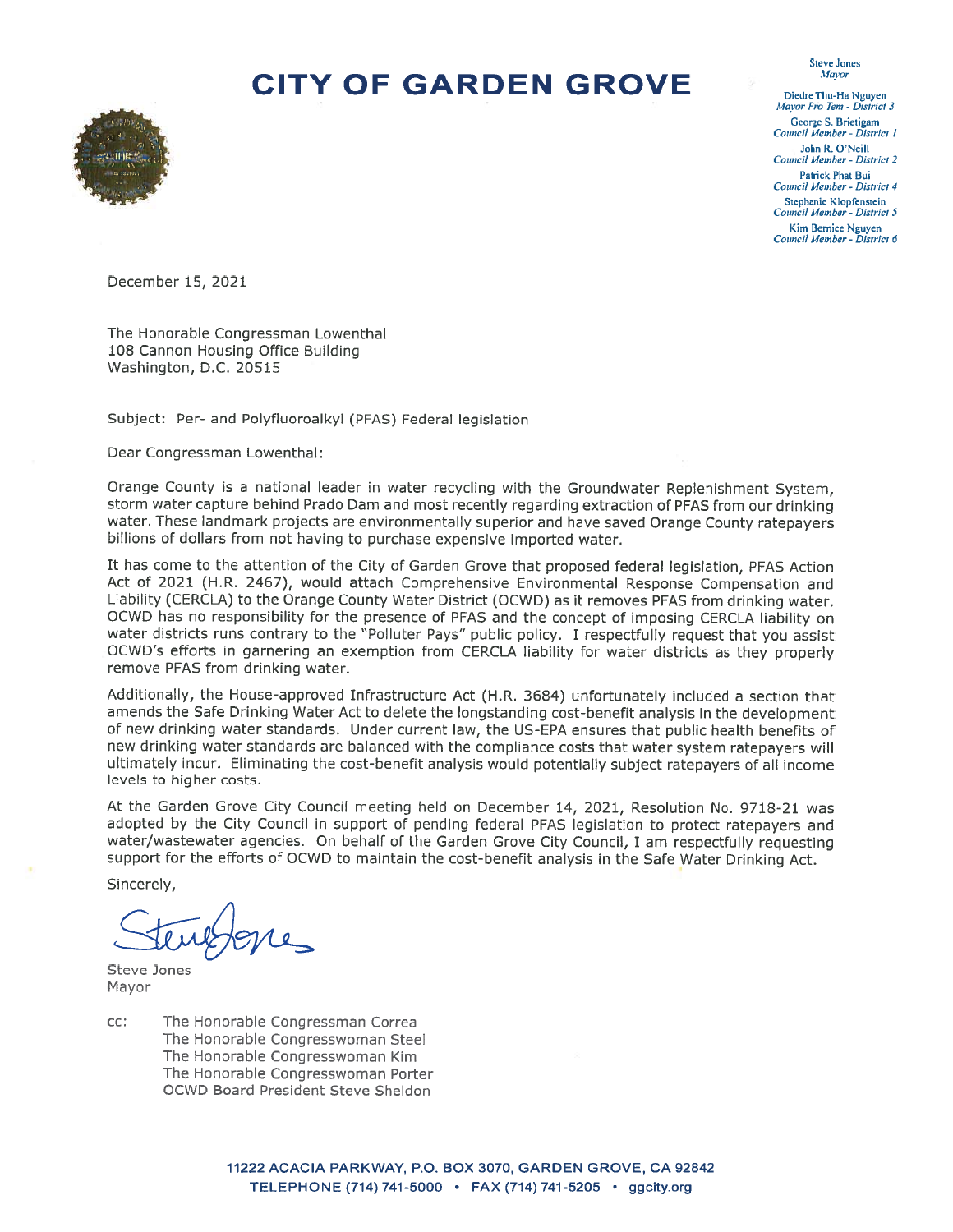# CITY OF GARDEN GROVE

Steve Jones
*Mayor*

Diedre Thu-Ha Nguyen
*Mayor Pro Tem - District 3*

George S. Brietigam
*Council Member - District 1*

John R. O'Neill
*Council Member - District 2*

Patrick Phat Bui
*Council Member - District 4*

Stephanie Klopfenstein
*Council Member - District 5*

Kim Bernice Nguyen
*Council Member - District 6*

December 15, 2021

The Honorable Congressman Lowenthal
108 Cannon Housing Office Building
Washington, D.C. 20515

Subject: Per- and Polyfluoroalkyl (PFAS) Federal legislation

Dear Congressman Lowenthal:

Orange County is a national leader in water recycling with the Groundwater Replenishment System, storm water capture behind Prado Dam and most recently regarding extraction of PFAS from our drinking water. These landmark projects are environmentally superior and have saved Orange County ratepayers billions of dollars from not having to purchase expensive imported water.

It has come to the attention of the City of Garden Grove that proposed federal legislation, PFAS Action Act of 2021 (H.R. 2467), would attach Comprehensive Environmental Response Compensation and Liability (CERCLA) to the Orange County Water District (OCWD) as it removes PFAS from drinking water. OCWD has no responsibility for the presence of PFAS and the concept of imposing CERCLA liability on water districts runs contrary to the "Polluter Pays" public policy. I respectfully request that you assist OCWD's efforts in garnering an exemption from CERCLA liability for water districts as they properly remove PFAS from drinking water.

Additionally, the House-approved Infrastructure Act (H.R. 3684) unfortunately included a section that amends the Safe Drinking Water Act to delete the longstanding cost-benefit analysis in the development of new drinking water standards. Under current law, the US-EPA ensures that public health benefits of new drinking water standards are balanced with the compliance costs that water system ratepayers will ultimately incur. Eliminating the cost-benefit analysis would potentially subject ratepayers of all income levels to higher costs.

At the Garden Grove City Council meeting held on December 14, 2021, Resolution No. 9718-21 was adopted by the City Council in support of pending federal PFAS legislation to protect ratepayers and water/wastewater agencies. On behalf of the Garden Grove City Council, I am respectfully requesting support for the efforts of OCWD to maintain the cost-benefit analysis in the Safe Water Drinking Act.

Sincerely,

Steve Jones
Mayor

cc: The Honorable Congressman Correa
The Honorable Congresswoman Steel
The Honorable Congresswoman Kim
The Honorable Congresswoman Porter
OCWD Board President Steve Sheldon

11222 ACACIA PARKWAY, P.O. BOX 3070, GARDEN GROVE, CA 92842
TELEPHONE (714) 741-5000 • FAX (714) 741-5205 • ggcity.org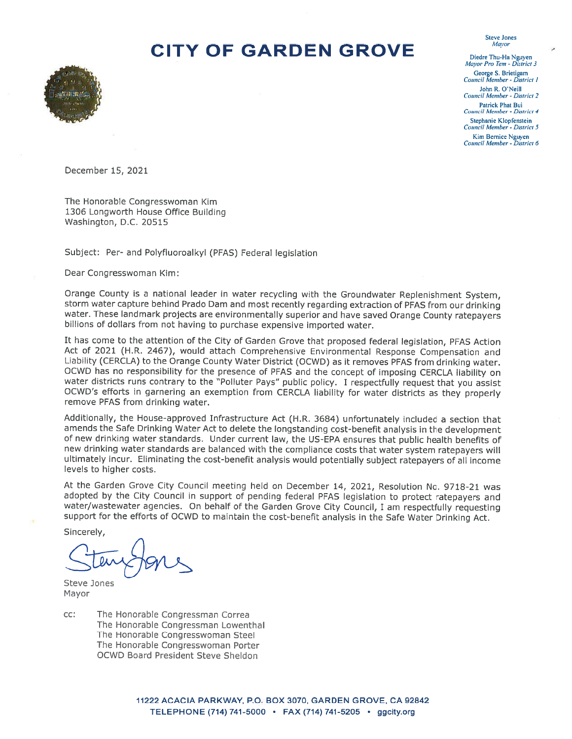# CITY OF GARDEN GROVE

Steve Jones
*Mayor*

Diedre Thu-Ha Nguyen
*Mayor Pro Tem - District 3*

George S. Brietigam
*Council Member - District 1*

John R. O'Neill
*Council Member - District 2*

Patrick Phat Bui
*Council Member - District 4*

Stephanie Klopfenstein
*Council Member - District 5*

Kim Bernice Nguyen
*Council Member - District 6*

December 15, 2021

The Honorable Congresswoman Kim
1306 Longworth House Office Building
Washington, D.C. 20515

Subject: Per- and Polyfluoroalkyl (PFAS) Federal legislation

Dear Congresswoman Kim:

Orange County is a national leader in water recycling with the Groundwater Replenishment System, storm water capture behind Prado Dam and most recently regarding extraction of PFAS from our drinking water. These landmark projects are environmentally superior and have saved Orange County ratepayers billions of dollars from not having to purchase expensive imported water.

It has come to the attention of the City of Garden Grove that proposed federal legislation, PFAS Action Act of 2021 (H.R. 2467), would attach Comprehensive Environmental Response Compensation and Liability (CERCLA) to the Orange County Water District (OCWD) as it removes PFAS from drinking water. OCWD has no responsibility for the presence of PFAS and the concept of imposing CERCLA liability on water districts runs contrary to the "Polluter Pays" public policy. I respectfully request that you assist OCWD's efforts in garnering an exemption from CERCLA liability for water districts as they properly remove PFAS from drinking water.

Additionally, the House-approved Infrastructure Act (H.R. 3684) unfortunately included a section that amends the Safe Drinking Water Act to delete the longstanding cost-benefit analysis in the development of new drinking water standards. Under current law, the US-EPA ensures that public health benefits of new drinking water standards are balanced with the compliance costs that water system ratepayers will ultimately incur. Eliminating the cost-benefit analysis would potentially subject ratepayers of all income levels to higher costs.

At the Garden Grove City Council meeting held on December 14, 2021, Resolution No. 9718-21 was adopted by the City Council in support of pending federal PFAS legislation to protect ratepayers and water/wastewater agencies. On behalf of the Garden Grove City Council, I am respectfully requesting support for the efforts of OCWD to maintain the cost-benefit analysis in the Safe Water Drinking Act.

Sincerely,

Steve Jones
Mayor

cc: The Honorable Congressman Correa
The Honorable Congressman Lowenthal
The Honorable Congresswoman Steel
The Honorable Congresswoman Porter
OCWD Board President Steve Sheldon

11222 ACACIA PARKWAY, P.O. BOX 3070, GARDEN GROVE, CA 92842
TELEPHONE (714) 741-5000 • FAX (714) 741-5205 • ggcity.org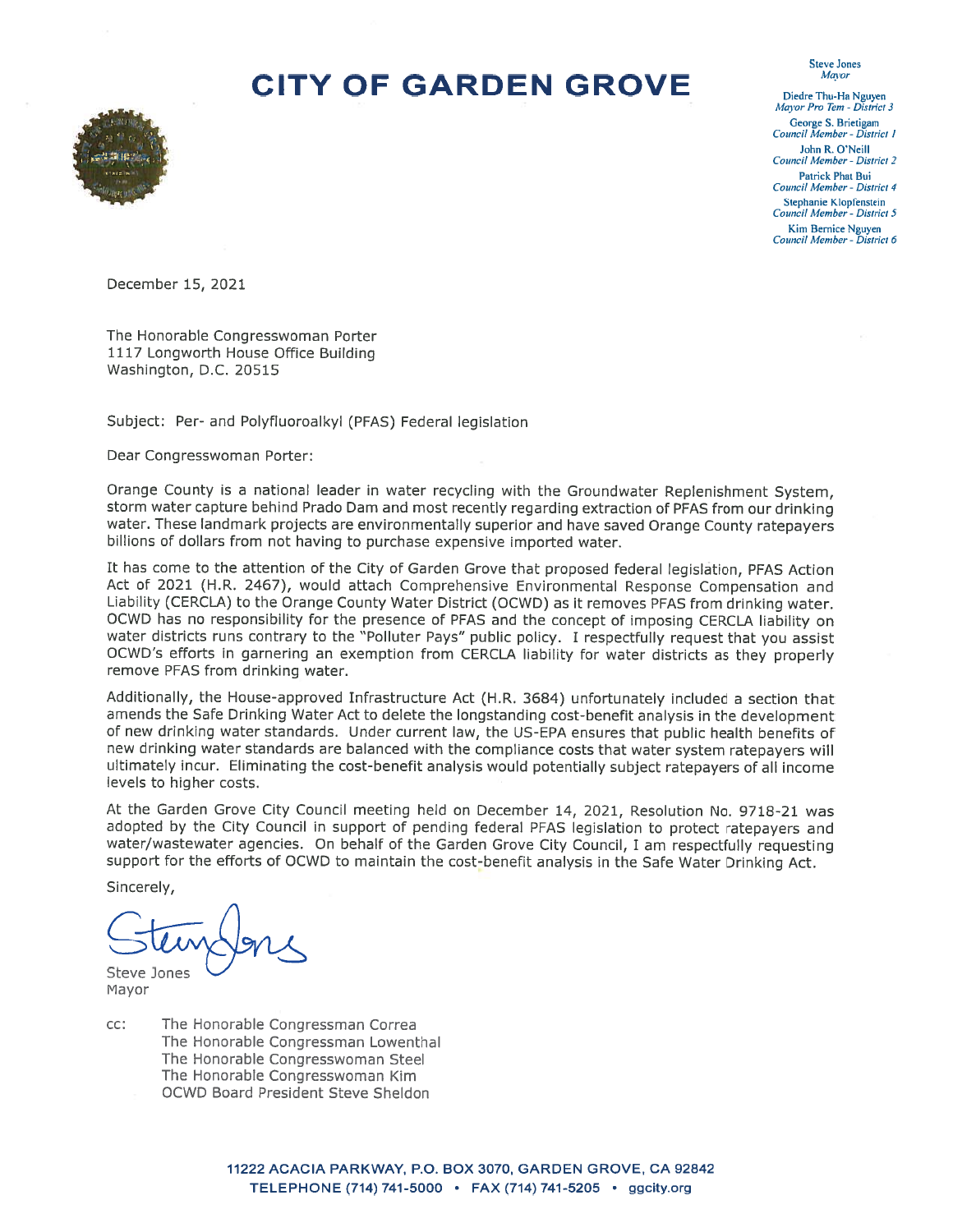# CITY OF GARDEN GROVE

**Steve Jones**
*Mayor*

**Diedre Thu-Ha Nguyen**
*Mayor Pro Tem - District 3*

**George S. Brietigam**
*Council Member - District 1*

**John R. O'Neill**
*Council Member - District 2*

**Patrick Phat Bui**
*Council Member - District 4*

**Stephanie Klopfenstein**
*Council Member - District 5*

**Kim Bernice Nguyen**
*Council Member - District 6*

December 15, 2021

The Honorable Congresswoman Porter
1117 Longworth House Office Building
Washington, D.C. 20515

Subject: Per- and Polyfluoroalkyl (PFAS) Federal legislation

Dear Congresswoman Porter:

Orange County is a national leader in water recycling with the Groundwater Replenishment System, storm water capture behind Prado Dam and most recently regarding extraction of PFAS from our drinking water. These landmark projects are environmentally superior and have saved Orange County ratepayers billions of dollars from not having to purchase expensive imported water.

It has come to the attention of the City of Garden Grove that proposed federal legislation, PFAS Action Act of 2021 (H.R. 2467), would attach Comprehensive Environmental Response Compensation and Liability (CERCLA) to the Orange County Water District (OCWD) as it removes PFAS from drinking water. OCWD has no responsibility for the presence of PFAS and the concept of imposing CERCLA liability on water districts runs contrary to the "Polluter Pays" public policy. I respectfully request that you assist OCWD's efforts in garnering an exemption from CERCLA liability for water districts as they properly remove PFAS from drinking water.

Additionally, the House-approved Infrastructure Act (H.R. 3684) unfortunately included a section that amends the Safe Drinking Water Act to delete the longstanding cost-benefit analysis in the development of new drinking water standards. Under current law, the US-EPA ensures that public health benefits of new drinking water standards are balanced with the compliance costs that water system ratepayers will ultimately incur. Eliminating the cost-benefit analysis would potentially subject ratepayers of all income levels to higher costs.

At the Garden Grove City Council meeting held on December 14, 2021, Resolution No. 9718-21 was adopted by the City Council in support of pending federal PFAS legislation to protect ratepayers and water/wastewater agencies. On behalf of the Garden Grove City Council, I am respectfully requesting support for the efforts of OCWD to maintain the cost-benefit analysis in the Safe Water Drinking Act.

Sincerely,

Steve Jones
Mayor

cc: The Honorable Congressman Correa
The Honorable Congressman Lowenthal
The Honorable Congresswoman Steel
The Honorable Congresswoman Kim
OCWD Board President Steve Sheldon

11222 ACACIA PARKWAY, P.O. BOX 3070, GARDEN GROVE, CA 92842
TELEPHONE (714) 741-5000 • FAX (714) 741-5205 • ggcity.org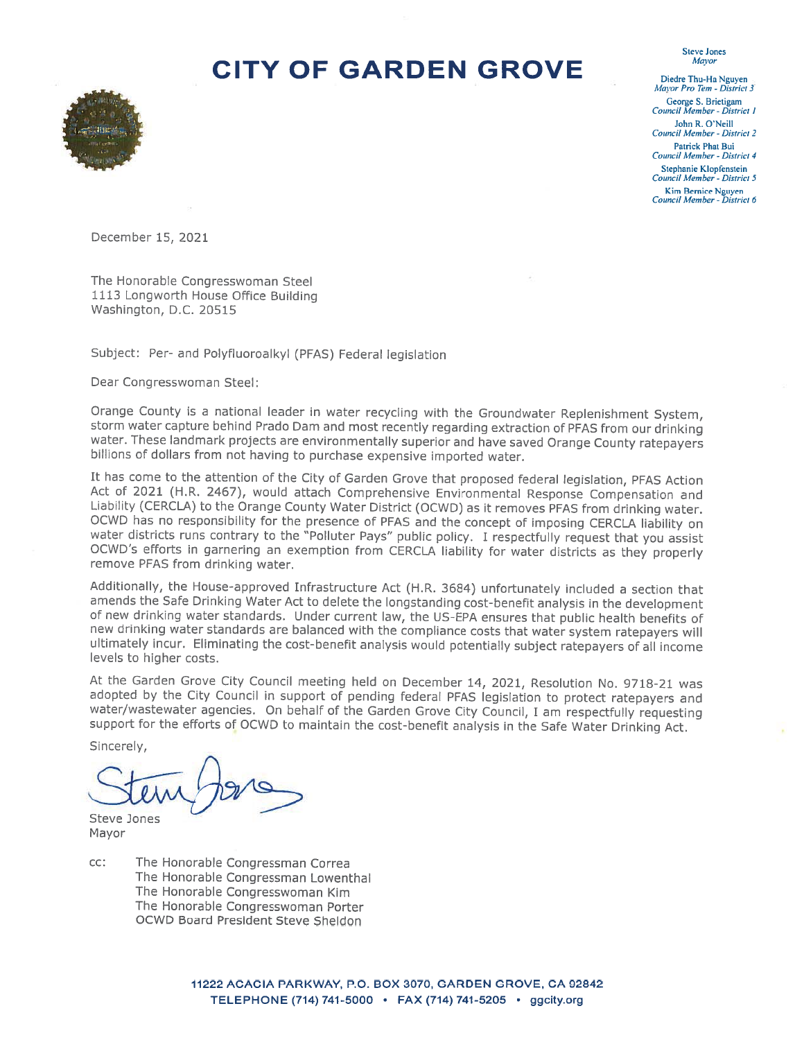# CITY OF GARDEN GROVE

Steve Jones
*Mayor*

Diedre Thu-Ha Nguyen
*Mayor Pro Tem - District 3*

George S. Brietigam
*Council Member - District 1*

John R. O'Neill
*Council Member - District 2*

Patrick Phat Bui
*Council Member - District 4*

Stephanie Klopfenstein
*Council Member - District 5*

Kim Bernice Nguyen
*Council Member - District 6*

December 15, 2021

The Honorable Congresswoman Steel
1113 Longworth House Office Building
Washington, D.C. 20515

Subject: Per- and Polyfluoroalkyl (PFAS) Federal legislation

Dear Congresswoman Steel:

Orange County is a national leader in water recycling with the Groundwater Replenishment System, storm water capture behind Prado Dam and most recently regarding extraction of PFAS from our drinking water. These landmark projects are environmentally superior and have saved Orange County ratepayers billions of dollars from not having to purchase expensive imported water.

It has come to the attention of the City of Garden Grove that proposed federal legislation, PFAS Action Act of 2021 (H.R. 2467), would attach Comprehensive Environmental Response Compensation and Liability (CERCLA) to the Orange County Water District (OCWD) as it removes PFAS from drinking water. OCWD has no responsibility for the presence of PFAS and the concept of imposing CERCLA liability on water districts runs contrary to the "Polluter Pays" public policy. I respectfully request that you assist OCWD's efforts in garnering an exemption from CERCLA liability for water districts as they properly remove PFAS from drinking water.

Additionally, the House-approved Infrastructure Act (H.R. 3684) unfortunately included a section that amends the Safe Drinking Water Act to delete the longstanding cost-benefit analysis in the development of new drinking water standards. Under current law, the US-EPA ensures that public health benefits of new drinking water standards are balanced with the compliance costs that water system ratepayers will ultimately incur. Eliminating the cost-benefit analysis would potentially subject ratepayers of all income levels to higher costs.

At the Garden Grove City Council meeting held on December 14, 2021, Resolution No. 9718-21 was adopted by the City Council in support of pending federal PFAS legislation to protect ratepayers and water/wastewater agencies. On behalf of the Garden Grove City Council, I am respectfully requesting support for the efforts of OCWD to maintain the cost-benefit analysis in the Safe Water Drinking Act.

Sincerely,

Steve Jones
Mayor

cc: The Honorable Congressman Correa
The Honorable Congressman Lowenthal
The Honorable Congresswoman Kim
The Honorable Congresswoman Porter
OCWD Board President Steve Sheldon

11222 ACACIA PARKWAY, P.O. BOX 3070, GARDEN GROVE, CA 92842
TELEPHONE (714) 741-5000 • FAX (714) 741-5205 • ggcity.org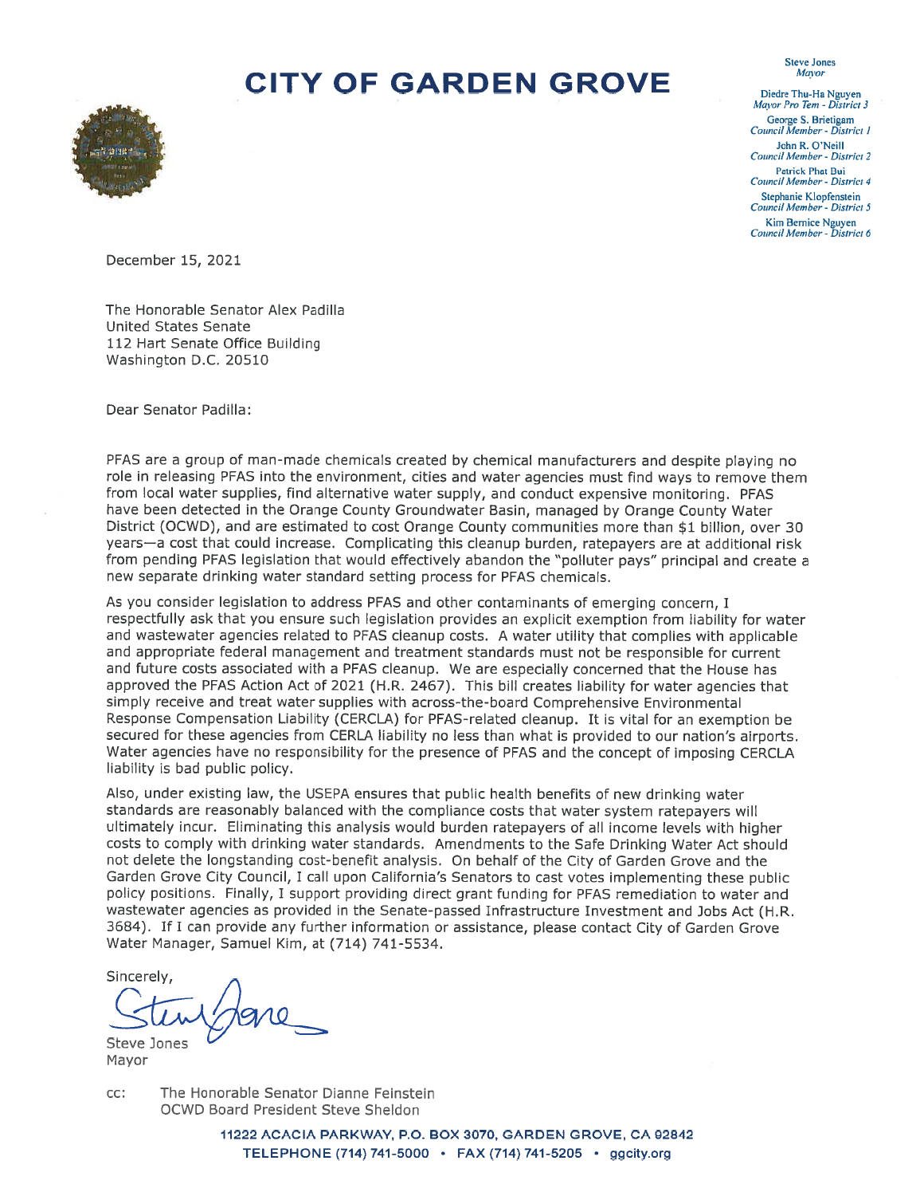# CITY OF GARDEN GROVE

Steve Jones
*Mayor*

Diedre Thu-Ha Nguyen
*Mayor Pro Tem - District 3*

George S. Brietigam
*Council Member - District 1*

John R. O'Neill
*Council Member - District 2*

Patrick Phat Bui
*Council Member - District 4*

Stephanie Klopfenstein
*Council Member - District 5*

Kim Bernice Nguyen
*Council Member - District 6*

December 15, 2021

The Honorable Senator Alex Padilla
United States Senate
112 Hart Senate Office Building
Washington D.C. 20510

Dear Senator Padilla:

PFAS are a group of man-made chemicals created by chemical manufacturers and despite playing no role in releasing PFAS into the environment, cities and water agencies must find ways to remove them from local water supplies, find alternative water supply, and conduct expensive monitoring. PFAS have been detected in the Orange County Groundwater Basin, managed by Orange County Water District (OCWD), and are estimated to cost Orange County communities more than $1 billion, over 30 years—a cost that could increase. Complicating this cleanup burden, ratepayers are at additional risk from pending PFAS legislation that would effectively abandon the "polluter pays" principal and create a new separate drinking water standard setting process for PFAS chemicals.

As you consider legislation to address PFAS and other contaminants of emerging concern, I respectfully ask that you ensure such legislation provides an explicit exemption from liability for water and wastewater agencies related to PFAS cleanup costs. A water utility that complies with applicable and appropriate federal management and treatment standards must not be responsible for current and future costs associated with a PFAS cleanup. We are especially concerned that the House has approved the PFAS Action Act of 2021 (H.R. 2467). This bill creates liability for water agencies that simply receive and treat water supplies with across-the-board Comprehensive Environmental Response Compensation Liability (CERCLA) for PFAS-related cleanup. It is vital for an exemption be secured for these agencies from CERLA liability no less than what is provided to our nation's airports. Water agencies have no responsibility for the presence of PFAS and the concept of imposing CERCLA liability is bad public policy.

Also, under existing law, the USEPA ensures that public health benefits of new drinking water standards are reasonably balanced with the compliance costs that water system ratepayers will ultimately incur. Eliminating this analysis would burden ratepayers of all income levels with higher costs to comply with drinking water standards. Amendments to the Safe Drinking Water Act should not delete the longstanding cost-benefit analysis. On behalf of the City of Garden Grove and the Garden Grove City Council, I call upon California's Senators to cast votes implementing these public policy positions. Finally, I support providing direct grant funding for PFAS remediation to water and wastewater agencies as provided in the Senate-passed Infrastructure Investment and Jobs Act (H.R. 3684). If I can provide any further information or assistance, please contact City of Garden Grove Water Manager, Samuel Kim, at (714) 741-5534.

Sincerely,

Steve Jones
Mayor

cc: The Honorable Senator Dianne Feinstein
OCWD Board President Steve Sheldon

11222 ACACIA PARKWAY, P.O. BOX 3070, GARDEN GROVE, CA 92842
TELEPHONE (714) 741-5000 • FAX (714) 741-5205 • ggcity.org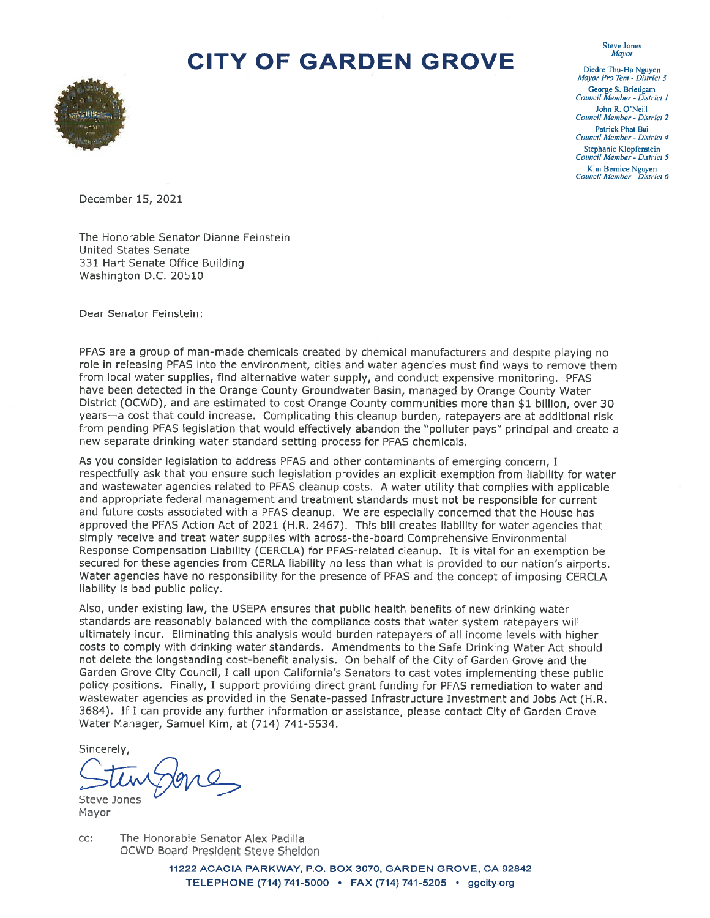# CITY OF GARDEN GROVE

Steve Jones
*Mayor*

Diedre Thu-Ha Nguyen
*Mayor Pro Tem - District 3*

George S. Brietigam
*Council Member - District 1*

John R. O'Neill
*Council Member - District 2*

Patrick Phat Bui
*Council Member - District 4*

Stephanie Klopfenstein
*Council Member - District 5*

Kim Bernice Nguyen
*Council Member - District 6*

December 15, 2021

The Honorable Senator Dianne Feinstein
United States Senate
331 Hart Senate Office Building
Washington D.C. 20510

Dear Senator Feinstein:

PFAS are a group of man-made chemicals created by chemical manufacturers and despite playing no role in releasing PFAS into the environment, cities and water agencies must find ways to remove them from local water supplies, find alternative water supply, and conduct expensive monitoring. PFAS have been detected in the Orange County Groundwater Basin, managed by Orange County Water District (OCWD), and are estimated to cost Orange County communities more than $1 billion, over 30 years—a cost that could increase. Complicating this cleanup burden, ratepayers are at additional risk from pending PFAS legislation that would effectively abandon the "polluter pays" principal and create a new separate drinking water standard setting process for PFAS chemicals.

As you consider legislation to address PFAS and other contaminants of emerging concern, I respectfully ask that you ensure such legislation provides an explicit exemption from liability for water and wastewater agencies related to PFAS cleanup costs. A water utility that complies with applicable and appropriate federal management and treatment standards must not be responsible for current and future costs associated with a PFAS cleanup. We are especially concerned that the House has approved the PFAS Action Act of 2021 (H.R. 2467). This bill creates liability for water agencies that simply receive and treat water supplies with across-the-board Comprehensive Environmental Response Compensation Liability (CERCLA) for PFAS-related cleanup. It is vital for an exemption be secured for these agencies from CERLA liability no less than what is provided to our nation's airports. Water agencies have no responsibility for the presence of PFAS and the concept of imposing CERCLA liability is bad public policy.

Also, under existing law, the USEPA ensures that public health benefits of new drinking water standards are reasonably balanced with the compliance costs that water system ratepayers will ultimately incur. Eliminating this analysis would burden ratepayers of all income levels with higher costs to comply with drinking water standards. Amendments to the Safe Drinking Water Act should not delete the longstanding cost-benefit analysis. On behalf of the City of Garden Grove and the Garden Grove City Council, I call upon California's Senators to cast votes implementing these public policy positions. Finally, I support providing direct grant funding for PFAS remediation to water and wastewater agencies as provided in the Senate-passed Infrastructure Investment and Jobs Act (H.R. 3684). If I can provide any further information or assistance, please contact City of Garden Grove Water Manager, Samuel Kim, at (714) 741-5534.

Sincerely,

Steve Jones
Mayor

cc: The Honorable Senator Alex Padilla
OCWD Board President Steve Sheldon

11222 ACACIA PARKWAY, P.O. BOX 3070, GARDEN GROVE, CA 92842
TELEPHONE (714) 741-5000 • FAX (714) 741-5205 • ggcity.org